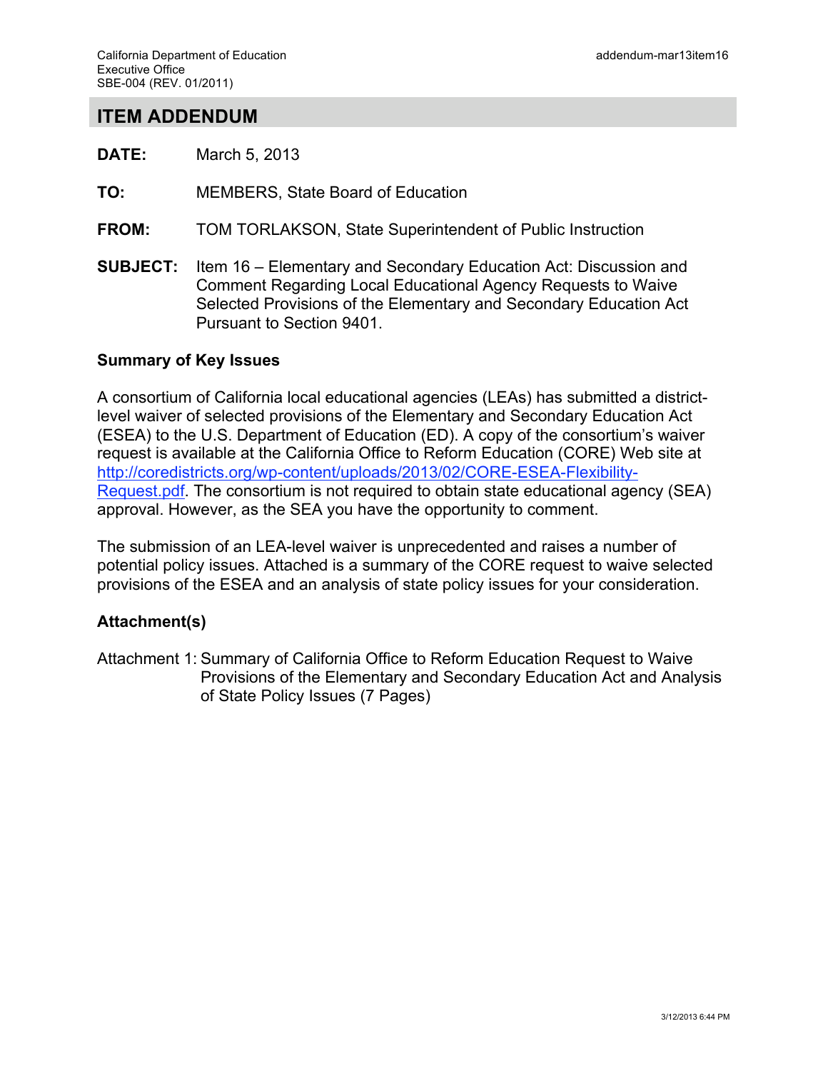California Department of Education
Executive Office
SBE-004 (REV. 01/2011)

addendum-mar13item16

# ITEM ADDENDUM

**DATE:** March 5, 2013

**TO:** MEMBERS, State Board of Education

**FROM:** TOM TORLAKSON, State Superintendent of Public Instruction

**SUBJECT:** Item 16 – Elementary and Secondary Education Act: Discussion and Comment Regarding Local Educational Agency Requests to Waive Selected Provisions of the Elementary and Secondary Education Act Pursuant to Section 9401.

## Summary of Key Issues

A consortium of California local educational agencies (LEAs) has submitted a district-level waiver of selected provisions of the Elementary and Secondary Education Act (ESEA) to the U.S. Department of Education (ED). A copy of the consortium's waiver request is available at the California Office to Reform Education (CORE) Web site at [http://coredistricts.org/wp-content/uploads/2013/02/CORE-ESEA-Flexibility-Request.pdf](http://coredistricts.org/wp-content/uploads/2013/02/CORE-ESEA-Flexibility-Request.pdf). The consortium is not required to obtain state educational agency (SEA) approval. However, as the SEA you have the opportunity to comment.

The submission of an LEA-level waiver is unprecedented and raises a number of potential policy issues. Attached is a summary of the CORE request to waive selected provisions of the ESEA and an analysis of state policy issues for your consideration.

## Attachment(s)

Attachment 1: Summary of California Office to Reform Education Request to Waive Provisions of the Elementary and Secondary Education Act and Analysis of State Policy Issues (7 Pages)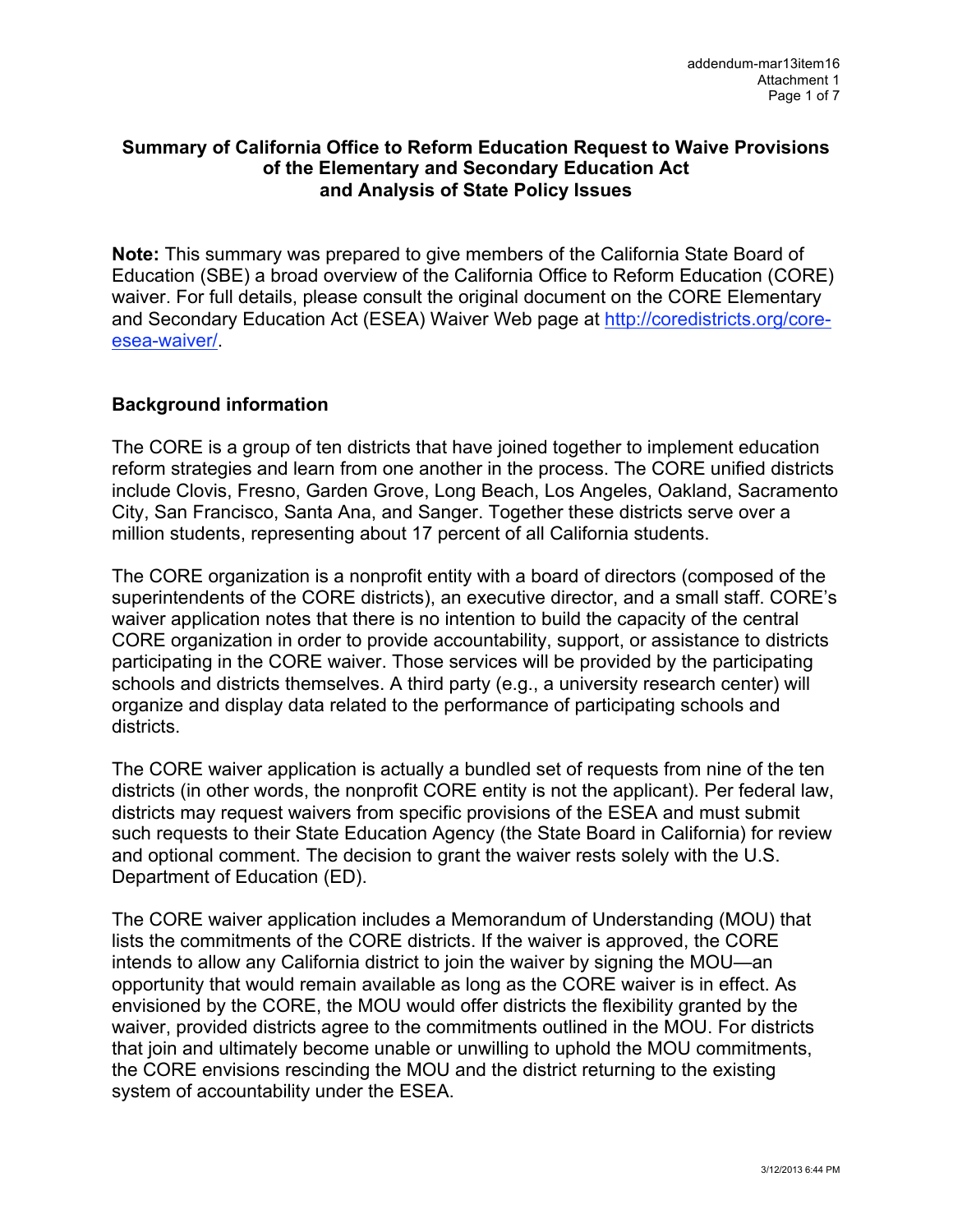## Summary of California Office to Reform Education Request to Waive Provisions of the Elementary and Secondary Education Act and Analysis of State Policy Issues

**Note:** This summary was prepared to give members of the California State Board of Education (SBE) a broad overview of the California Office to Reform Education (CORE) waiver. For full details, please consult the original document on the CORE Elementary and Secondary Education Act (ESEA) Waiver Web page at http://coredistricts.org/core-esea-waiver/.

### Background information

The CORE is a group of ten districts that have joined together to implement education reform strategies and learn from one another in the process. The CORE unified districts include Clovis, Fresno, Garden Grove, Long Beach, Los Angeles, Oakland, Sacramento City, San Francisco, Santa Ana, and Sanger. Together these districts serve over a million students, representing about 17 percent of all California students.

The CORE organization is a nonprofit entity with a board of directors (composed of the superintendents of the CORE districts), an executive director, and a small staff. CORE's waiver application notes that there is no intention to build the capacity of the central CORE organization in order to provide accountability, support, or assistance to districts participating in the CORE waiver. Those services will be provided by the participating schools and districts themselves. A third party (e.g., a university research center) will organize and display data related to the performance of participating schools and districts.

The CORE waiver application is actually a bundled set of requests from nine of the ten districts (in other words, the nonprofit CORE entity is not the applicant). Per federal law, districts may request waivers from specific provisions of the ESEA and must submit such requests to their State Education Agency (the State Board in California) for review and optional comment. The decision to grant the waiver rests solely with the U.S. Department of Education (ED).

The CORE waiver application includes a Memorandum of Understanding (MOU) that lists the commitments of the CORE districts. If the waiver is approved, the CORE intends to allow any California district to join the waiver by signing the MOU—an opportunity that would remain available as long as the CORE waiver is in effect. As envisioned by the CORE, the MOU would offer districts the flexibility granted by the waiver, provided districts agree to the commitments outlined in the MOU. For districts that join and ultimately become unable or unwilling to uphold the MOU commitments, the CORE envisions rescinding the MOU and the district returning to the existing system of accountability under the ESEA.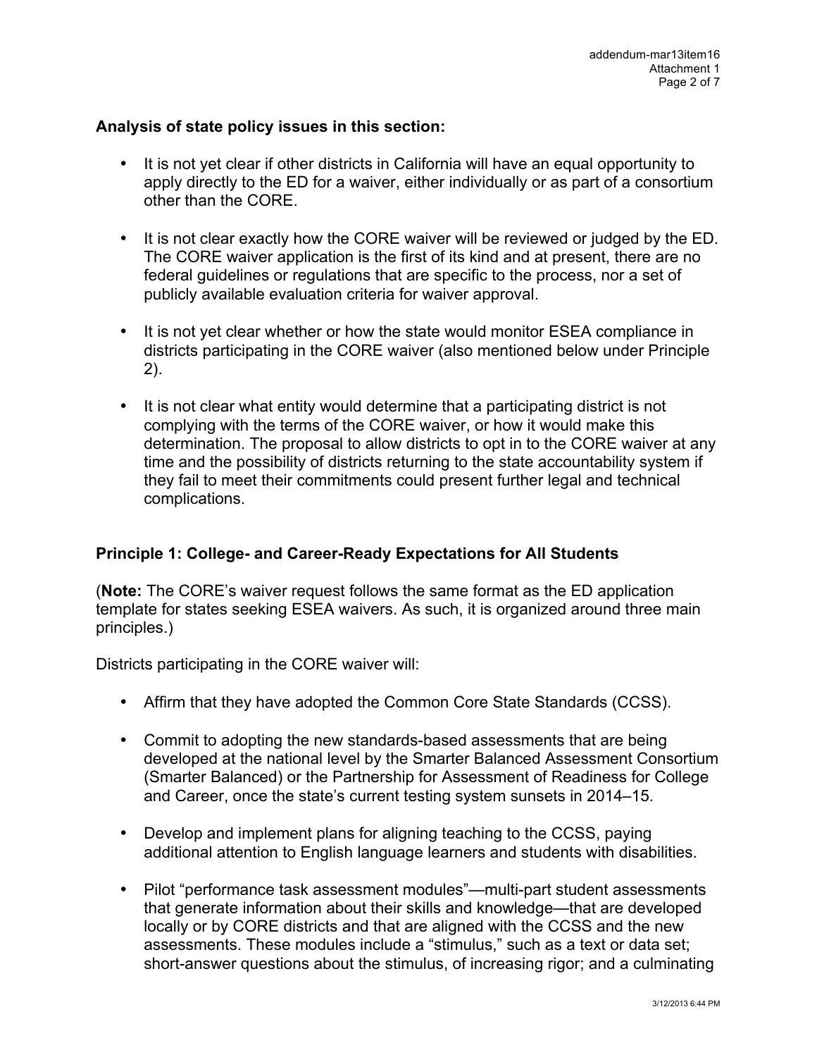**Analysis of state policy issues in this section:**

- It is not yet clear if other districts in California will have an equal opportunity to apply directly to the ED for a waiver, either individually or as part of a consortium other than the CORE.

- It is not clear exactly how the CORE waiver will be reviewed or judged by the ED. The CORE waiver application is the first of its kind and at present, there are no federal guidelines or regulations that are specific to the process, nor a set of publicly available evaluation criteria for waiver approval.

- It is not yet clear whether or how the state would monitor ESEA compliance in districts participating in the CORE waiver (also mentioned below under Principle 2).

- It is not clear what entity would determine that a participating district is not complying with the terms of the CORE waiver, or how it would make this determination. The proposal to allow districts to opt in to the CORE waiver at any time and the possibility of districts returning to the state accountability system if they fail to meet their commitments could present further legal and technical complications.

**Principle 1: College- and Career-Ready Expectations for All Students**

(**Note:** The CORE's waiver request follows the same format as the ED application template for states seeking ESEA waivers. As such, it is organized around three main principles.)

Districts participating in the CORE waiver will:

- Affirm that they have adopted the Common Core State Standards (CCSS).

- Commit to adopting the new standards-based assessments that are being developed at the national level by the Smarter Balanced Assessment Consortium (Smarter Balanced) or the Partnership for Assessment of Readiness for College and Career, once the state's current testing system sunsets in 2014–15.

- Develop and implement plans for aligning teaching to the CCSS, paying additional attention to English language learners and students with disabilities.

- Pilot "performance task assessment modules"—multi-part student assessments that generate information about their skills and knowledge—that are developed locally or by CORE districts and that are aligned with the CCSS and the new assessments. These modules include a "stimulus," such as a text or data set; short-answer questions about the stimulus, of increasing rigor; and a culminating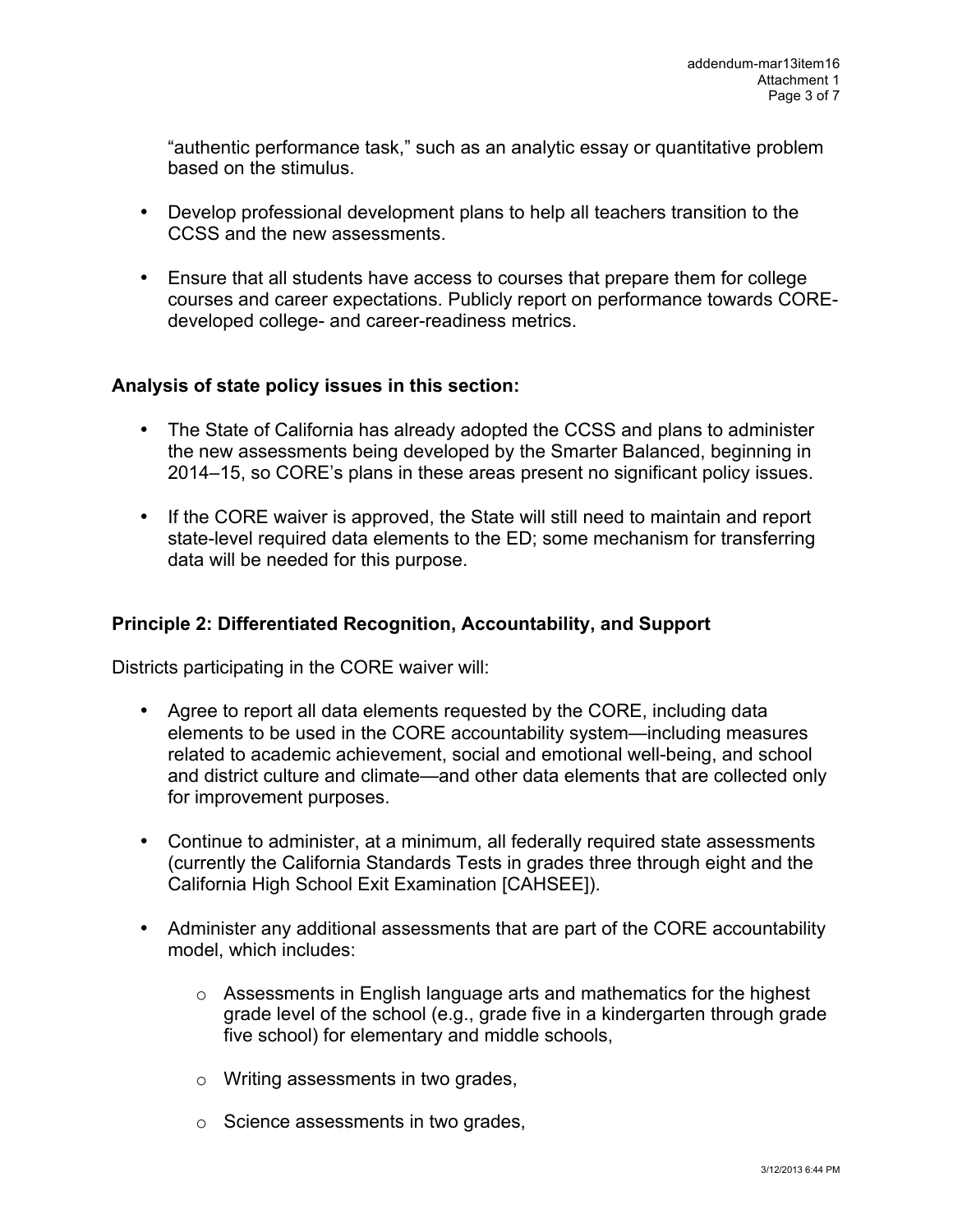"authentic performance task," such as an analytic essay or quantitative problem based on the stimulus.

- Develop professional development plans to help all teachers transition to the CCSS and the new assessments.

- Ensure that all students have access to courses that prepare them for college courses and career expectations. Publicly report on performance towards CORE-developed college- and career-readiness metrics.

**Analysis of state policy issues in this section:**

- The State of California has already adopted the CCSS and plans to administer the new assessments being developed by the Smarter Balanced, beginning in 2014–15, so CORE's plans in these areas present no significant policy issues.

- If the CORE waiver is approved, the State will still need to maintain and report state-level required data elements to the ED; some mechanism for transferring data will be needed for this purpose.

**Principle 2: Differentiated Recognition, Accountability, and Support**

Districts participating in the CORE waiver will:

- Agree to report all data elements requested by the CORE, including data elements to be used in the CORE accountability system—including measures related to academic achievement, social and emotional well-being, and school and district culture and climate—and other data elements that are collected only for improvement purposes.

- Continue to administer, at a minimum, all federally required state assessments (currently the California Standards Tests in grades three through eight and the California High School Exit Examination [CAHSEE]).

- Administer any additional assessments that are part of the CORE accountability model, which includes:

  - Assessments in English language arts and mathematics for the highest grade level of the school (e.g., grade five in a kindergarten through grade five school) for elementary and middle schools,

  - Writing assessments in two grades,

  - Science assessments in two grades,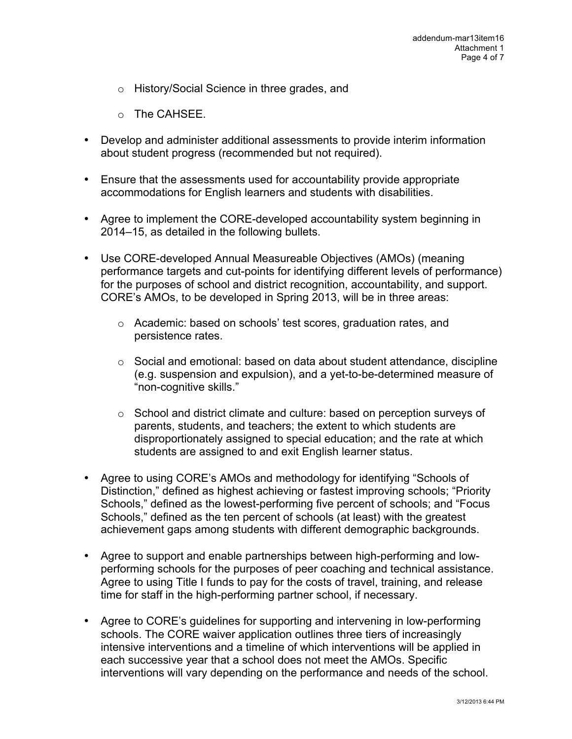- History/Social Science in three grades, and
  - The CAHSEE.

- Develop and administer additional assessments to provide interim information about student progress (recommended but not required).

- Ensure that the assessments used for accountability provide appropriate accommodations for English learners and students with disabilities.

- Agree to implement the CORE-developed accountability system beginning in 2014–15, as detailed in the following bullets.

- Use CORE-developed Annual Measureable Objectives (AMOs) (meaning performance targets and cut-points for identifying different levels of performance) for the purposes of school and district recognition, accountability, and support. CORE's AMOs, to be developed in Spring 2013, will be in three areas:
  - Academic: based on schools' test scores, graduation rates, and persistence rates.
  - Social and emotional: based on data about student attendance, discipline (e.g. suspension and expulsion), and a yet-to-be-determined measure of "non-cognitive skills."
  - School and district climate and culture: based on perception surveys of parents, students, and teachers; the extent to which students are disproportionately assigned to special education; and the rate at which students are assigned to and exit English learner status.

- Agree to using CORE's AMOs and methodology for identifying "Schools of Distinction," defined as highest achieving or fastest improving schools; "Priority Schools," defined as the lowest-performing five percent of schools; and "Focus Schools," defined as the ten percent of schools (at least) with the greatest achievement gaps among students with different demographic backgrounds.

- Agree to support and enable partnerships between high-performing and low-performing schools for the purposes of peer coaching and technical assistance. Agree to using Title I funds to pay for the costs of travel, training, and release time for staff in the high-performing partner school, if necessary.

- Agree to CORE's guidelines for supporting and intervening in low-performing schools. The CORE waiver application outlines three tiers of increasingly intensive interventions and a timeline of which interventions will be applied in each successive year that a school does not meet the AMOs. Specific interventions will vary depending on the performance and needs of the school.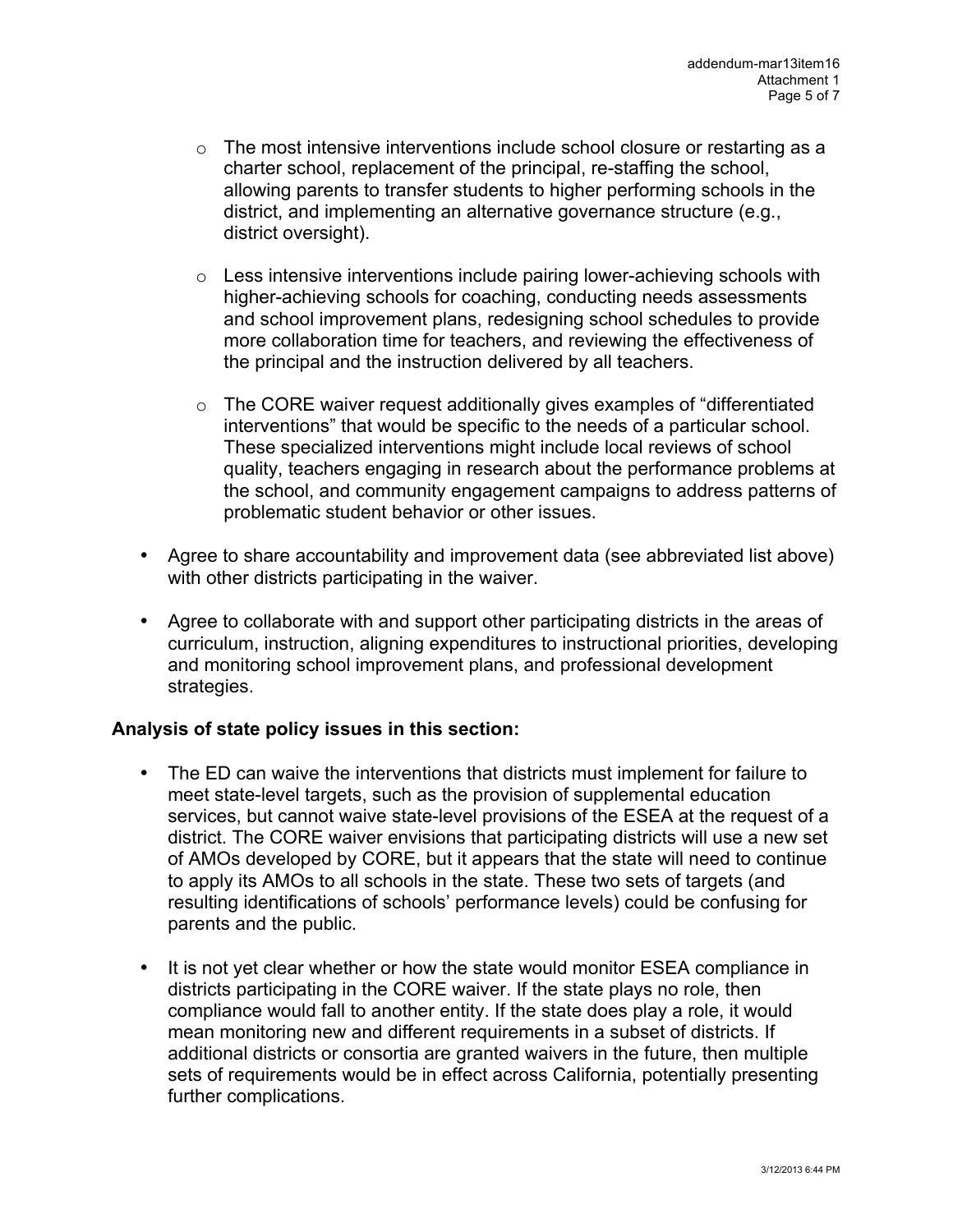- The most intensive interventions include school closure or restarting as a charter school, replacement of the principal, re-staffing the school, allowing parents to transfer students to higher performing schools in the district, and implementing an alternative governance structure (e.g., district oversight).

  - Less intensive interventions include pairing lower-achieving schools with higher-achieving schools for coaching, conducting needs assessments and school improvement plans, redesigning school schedules to provide more collaboration time for teachers, and reviewing the effectiveness of the principal and the instruction delivered by all teachers.

  - The CORE waiver request additionally gives examples of "differentiated interventions" that would be specific to the needs of a particular school. These specialized interventions might include local reviews of school quality, teachers engaging in research about the performance problems at the school, and community engagement campaigns to address patterns of problematic student behavior or other issues.

- Agree to share accountability and improvement data (see abbreviated list above) with other districts participating in the waiver.

- Agree to collaborate with and support other participating districts in the areas of curriculum, instruction, aligning expenditures to instructional priorities, developing and monitoring school improvement plans, and professional development strategies.

**Analysis of state policy issues in this section:**

- The ED can waive the interventions that districts must implement for failure to meet state-level targets, such as the provision of supplemental education services, but cannot waive state-level provisions of the ESEA at the request of a district. The CORE waiver envisions that participating districts will use a new set of AMOs developed by CORE, but it appears that the state will need to continue to apply its AMOs to all schools in the state. These two sets of targets (and resulting identifications of schools' performance levels) could be confusing for parents and the public.

- It is not yet clear whether or how the state would monitor ESEA compliance in districts participating in the CORE waiver. If the state plays no role, then compliance would fall to another entity. If the state does play a role, it would mean monitoring new and different requirements in a subset of districts. If additional districts or consortia are granted waivers in the future, then multiple sets of requirements would be in effect across California, potentially presenting further complications.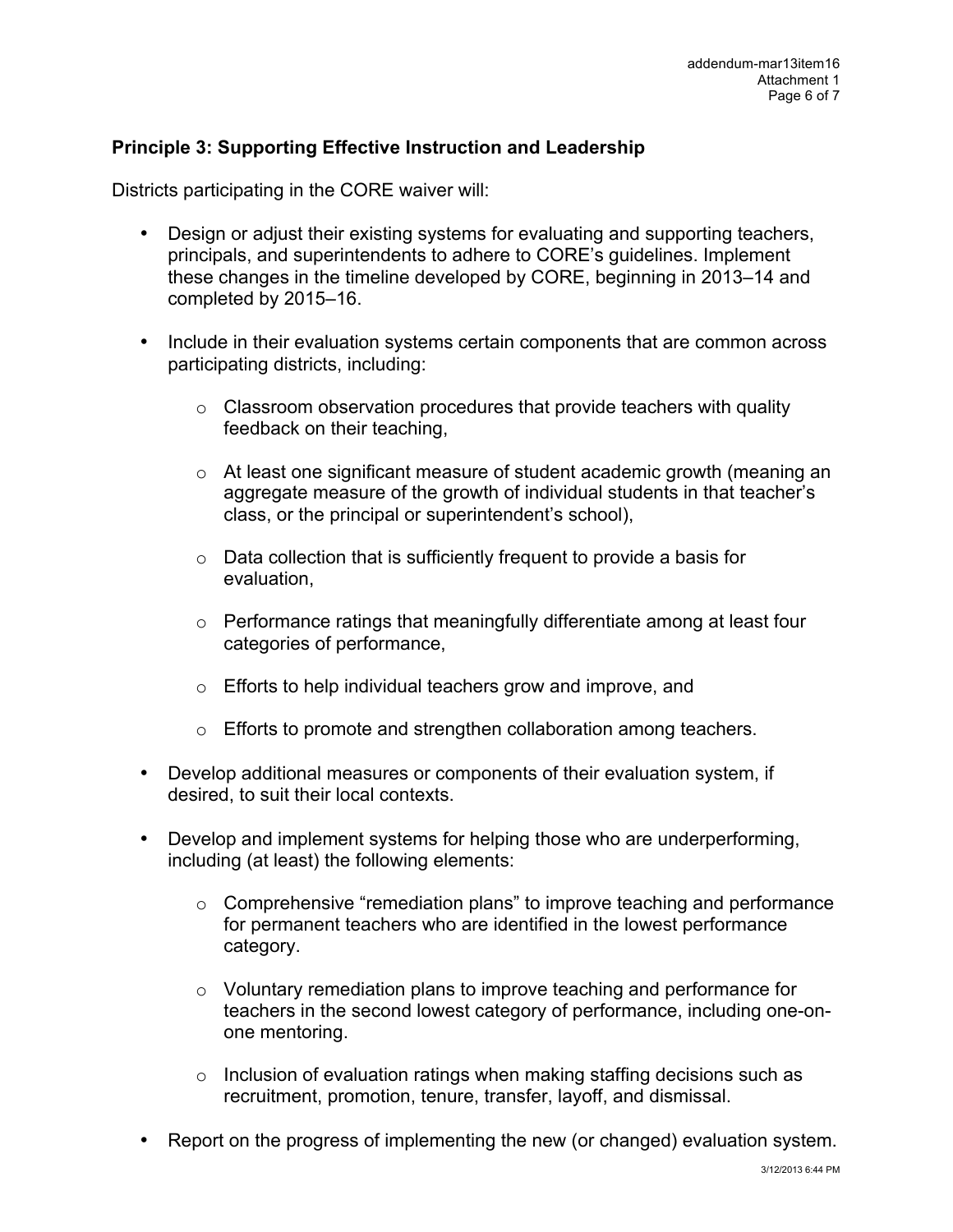**Principle 3: Supporting Effective Instruction and Leadership**

Districts participating in the CORE waiver will:

- Design or adjust their existing systems for evaluating and supporting teachers, principals, and superintendents to adhere to CORE's guidelines. Implement these changes in the timeline developed by CORE, beginning in 2013–14 and completed by 2015–16.
- Include in their evaluation systems certain components that are common across participating districts, including:
    - Classroom observation procedures that provide teachers with quality feedback on their teaching,
    - At least one significant measure of student academic growth (meaning an aggregate measure of the growth of individual students in that teacher's class, or the principal or superintendent's school),
    - Data collection that is sufficiently frequent to provide a basis for evaluation,
    - Performance ratings that meaningfully differentiate among at least four categories of performance,
    - Efforts to help individual teachers grow and improve, and
    - Efforts to promote and strengthen collaboration among teachers.
- Develop additional measures or components of their evaluation system, if desired, to suit their local contexts.
- Develop and implement systems for helping those who are underperforming, including (at least) the following elements:
    - Comprehensive "remediation plans" to improve teaching and performance for permanent teachers who are identified in the lowest performance category.
    - Voluntary remediation plans to improve teaching and performance for teachers in the second lowest category of performance, including one-on-one mentoring.
    - Inclusion of evaluation ratings when making staffing decisions such as recruitment, promotion, tenure, transfer, layoff, and dismissal.
- Report on the progress of implementing the new (or changed) evaluation system.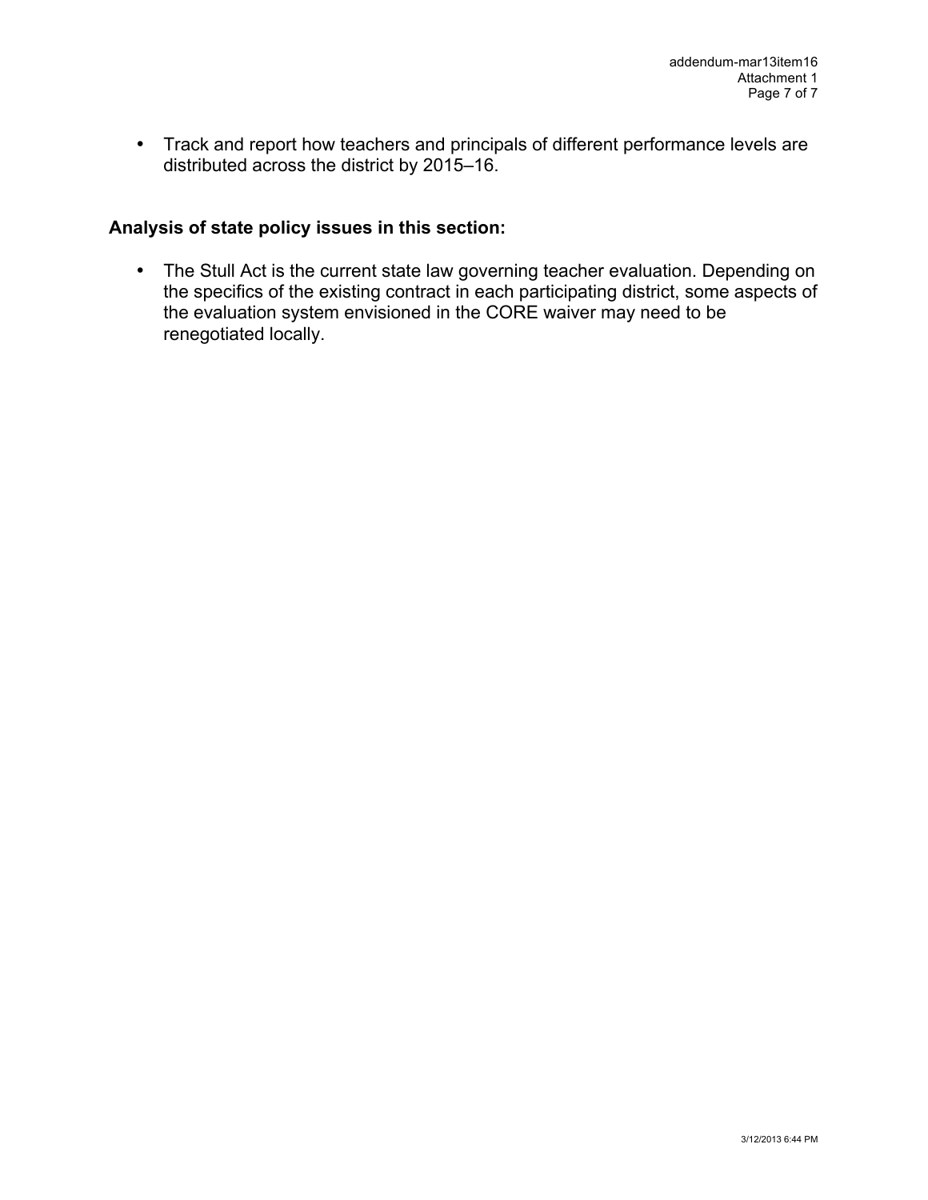- Track and report how teachers and principals of different performance levels are distributed across the district by 2015–16.

**Analysis of state policy issues in this section:**

- The Stull Act is the current state law governing teacher evaluation. Depending on the specifics of the existing contract in each participating district, some aspects of the evaluation system envisioned in the CORE waiver may need to be renegotiated locally.